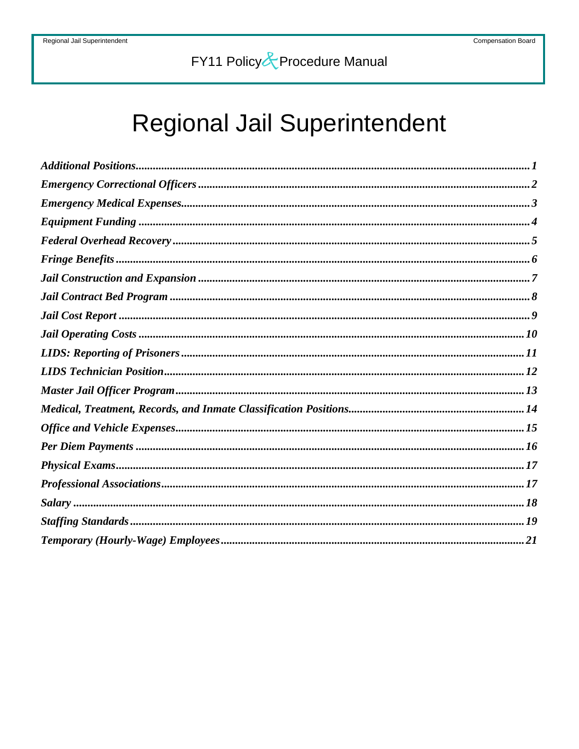# Regional Jail Superintendent

*Additional Positions* .......... *1*
*Emergency Correctional Officers* .......... *2*
*Emergency Medical Expenses* .......... *3*
*Equipment Funding* .......... *4*
*Federal Overhead Recovery* .......... *5*
*Fringe Benefits* .......... *6*
*Jail Construction and Expansion* .......... *7*
*Jail Contract Bed Program* .......... *8*
*Jail Cost Report* .......... *9*
*Jail Operating Costs* .......... *10*
*LIDS: Reporting of Prisoners* .......... *11*
*LIDS Technician Position* .......... *12*
*Master Jail Officer Program* .......... *13*
*Medical, Treatment, Records, and Inmate Classification Positions* .......... *14*
*Office and Vehicle Expenses* .......... *15*
*Per Diem Payments* .......... *16*
*Physical Exams* .......... *17*
*Professional Associations* .......... *17*
*Salary* .......... *18*
*Staffing Standards* .......... *19*
*Temporary (Hourly-Wage) Employees* .......... *21*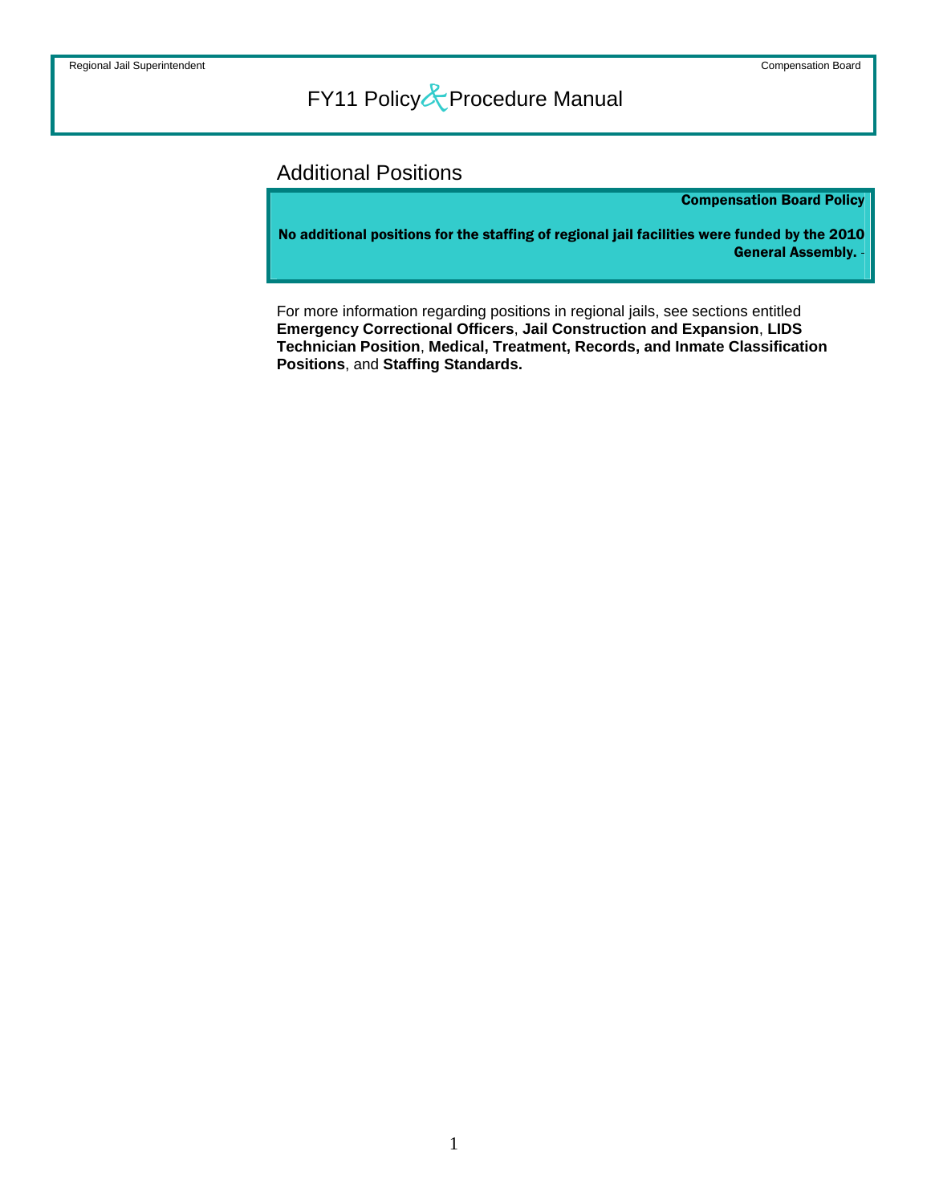## Additional Positions

**Compensation Board Policy**

**No additional positions for the staffing of regional jail facilities were funded by the 2010 General Assembly.**

For more information regarding positions in regional jails, see sections entitled **Emergency Correctional Officers**, **Jail Construction and Expansion**, **LIDS Technician Position**, **Medical, Treatment, Records, and Inmate Classification Positions**, and **Staffing Standards.**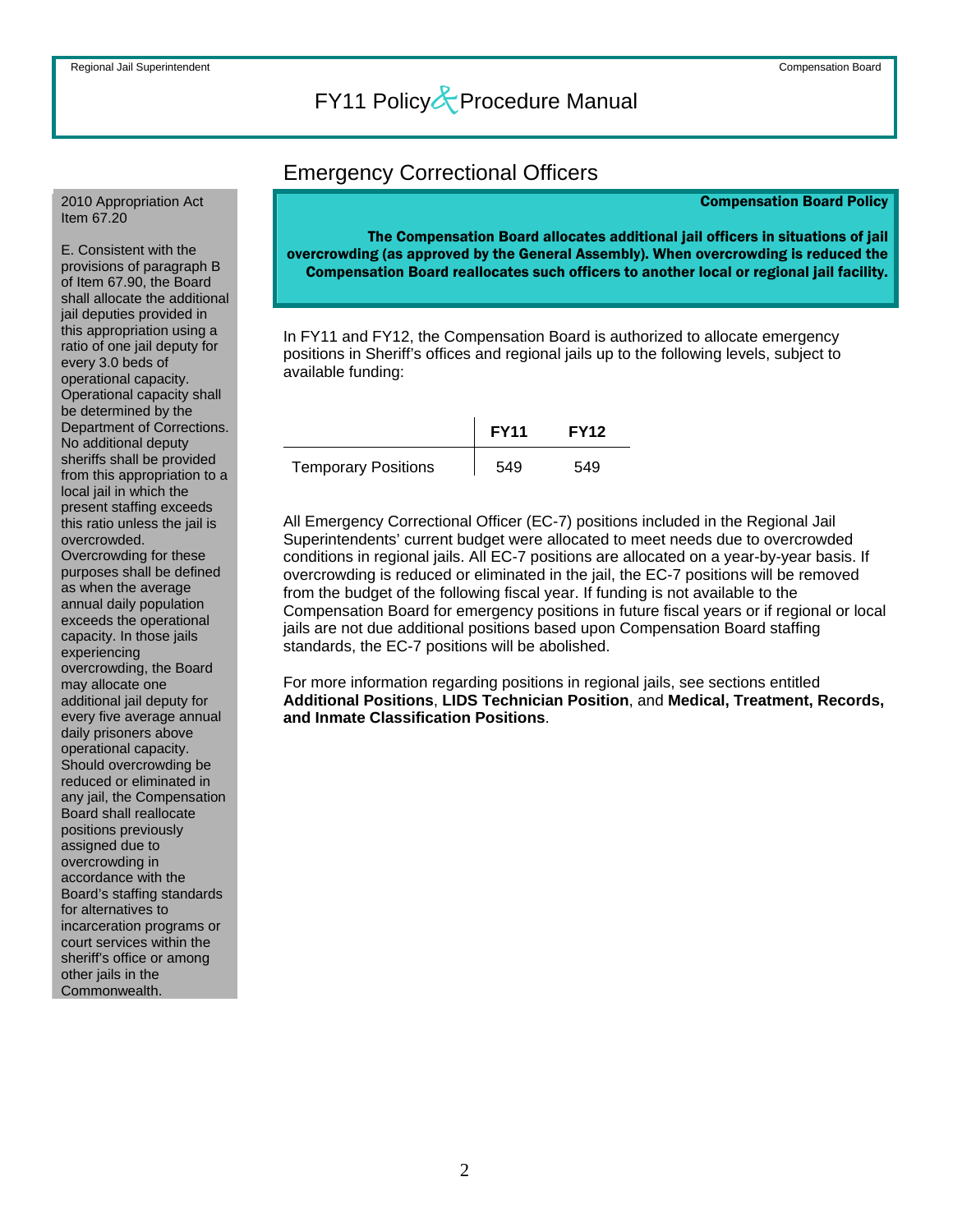## Emergency Correctional Officers

2010 Appropriation Act Item 67.20

E. Consistent with the provisions of paragraph B of Item 67.90, the Board shall allocate the additional jail deputies provided in this appropriation using a ratio of one jail deputy for every 3.0 beds of operational capacity. Operational capacity shall be determined by the Department of Corrections. No additional deputy sheriffs shall be provided from this appropriation to a local jail in which the present staffing exceeds this ratio unless the jail is overcrowded. Overcrowding for these purposes shall be defined as when the average annual daily population exceeds the operational capacity. In those jails experiencing overcrowding, the Board may allocate one additional jail deputy for every five average annual daily prisoners above operational capacity. Should overcrowding be reduced or eliminated in any jail, the Compensation Board shall reallocate positions previously assigned due to overcrowding in accordance with the Board's staffing standards for alternatives to incarceration programs or court services within the sheriff's office or among other jails in the Commonwealth.

**Compensation Board Policy**

**The Compensation Board allocates additional jail officers in situations of jail overcrowding (as approved by the General Assembly). When overcrowding is reduced the Compensation Board reallocates such officers to another local or regional jail facility.**

In FY11 and FY12, the Compensation Board is authorized to allocate emergency positions in Sheriff's offices and regional jails up to the following levels, subject to available funding:

| | FY11 | FY12 |
|---|---|---|
| Temporary Positions | 549 | 549 |

All Emergency Correctional Officer (EC-7) positions included in the Regional Jail Superintendents' current budget were allocated to meet needs due to overcrowded conditions in regional jails. All EC-7 positions are allocated on a year-by-year basis. If overcrowding is reduced or eliminated in the jail, the EC-7 positions will be removed from the budget of the following fiscal year. If funding is not available to the Compensation Board for emergency positions in future fiscal years or if regional or local jails are not due additional positions based upon Compensation Board staffing standards, the EC-7 positions will be abolished.

For more information regarding positions in regional jails, see sections entitled **Additional Positions**, **LIDS Technician Position**, and **Medical, Treatment, Records, and Inmate Classification Positions**.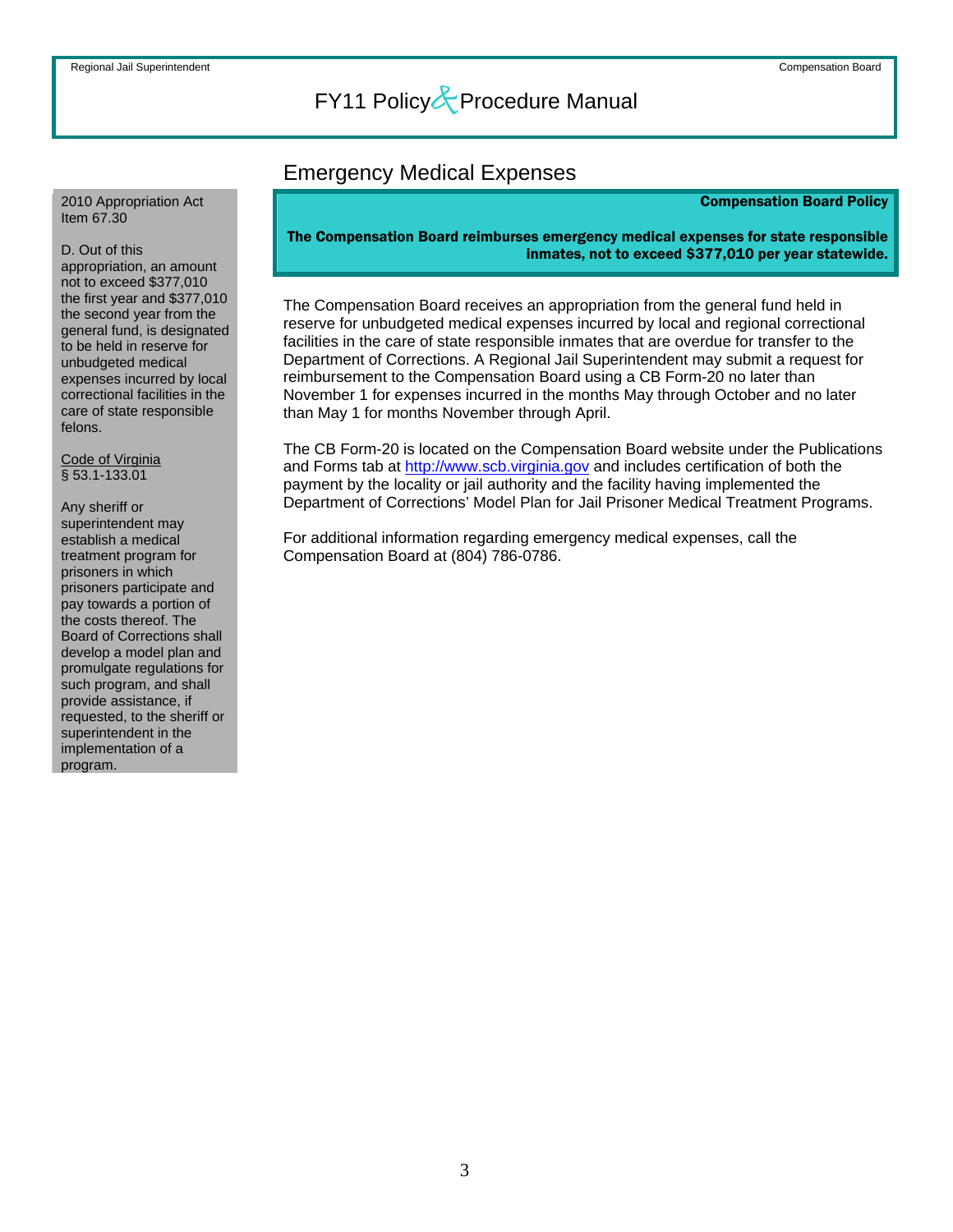# Emergency Medical Expenses

**Compensation Board Policy**

**The Compensation Board reimburses emergency medical expenses for state responsible inmates, not to exceed $377,010 per year statewide.**

The Compensation Board receives an appropriation from the general fund held in reserve for unbudgeted medical expenses incurred by local and regional correctional facilities in the care of state responsible inmates that are overdue for transfer to the Department of Corrections. A Regional Jail Superintendent may submit a request for reimbursement to the Compensation Board using a CB Form-20 no later than November 1 for expenses incurred in the months May through October and no later than May 1 for months November through April.

The CB Form-20 is located on the Compensation Board website under the Publications and Forms tab at http://www.scb.virginia.gov and includes certification of both the payment by the locality or jail authority and the facility having implemented the Department of Corrections' Model Plan for Jail Prisoner Medical Treatment Programs.

For additional information regarding emergency medical expenses, call the Compensation Board at (804) 786-0786.

---

2010 Appropriation Act Item 67.30

D. Out of this appropriation, an amount not to exceed $377,010 the first year and $377,010 the second year from the general fund, is designated to be held in reserve for unbudgeted medical expenses incurred by local correctional facilities in the care of state responsible felons.

Code of Virginia § 53.1-133.01

Any sheriff or superintendent may establish a medical treatment program for prisoners in which prisoners participate and pay towards a portion of the costs thereof. The Board of Corrections shall develop a model plan and promulgate regulations for such program, and shall provide assistance, if requested, to the sheriff or superintendent in the implementation of a program.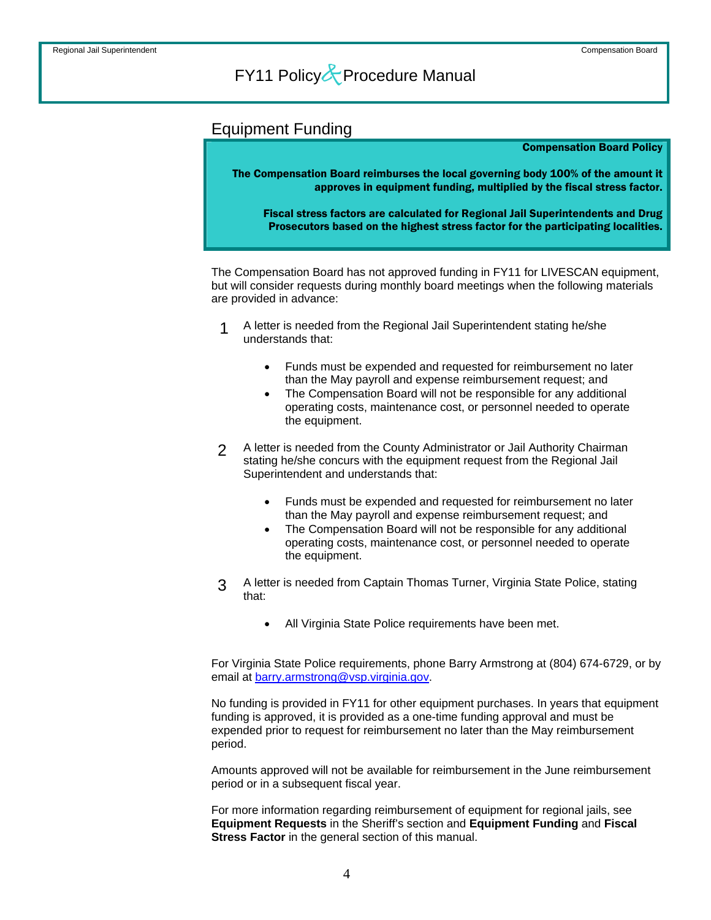## Equipment Funding

**Compensation Board Policy**

**The Compensation Board reimburses the local governing body 100% of the amount it approves in equipment funding, multiplied by the fiscal stress factor.**

**Fiscal stress factors are calculated for Regional Jail Superintendents and Drug Prosecutors based on the highest stress factor for the participating localities.**

The Compensation Board has not approved funding in FY11 for LIVESCAN equipment, but will consider requests during monthly board meetings when the following materials are provided in advance:

1. A letter is needed from the Regional Jail Superintendent stating he/she understands that:
   - Funds must be expended and requested for reimbursement no later than the May payroll and expense reimbursement request; and
   - The Compensation Board will not be responsible for any additional operating costs, maintenance cost, or personnel needed to operate the equipment.

2. A letter is needed from the County Administrator or Jail Authority Chairman stating he/she concurs with the equipment request from the Regional Jail Superintendent and understands that:
   - Funds must be expended and requested for reimbursement no later than the May payroll and expense reimbursement request; and
   - The Compensation Board will not be responsible for any additional operating costs, maintenance cost, or personnel needed to operate the equipment.

3. A letter is needed from Captain Thomas Turner, Virginia State Police, stating that:
   - All Virginia State Police requirements have been met.

For Virginia State Police requirements, phone Barry Armstrong at (804) 674-6729, or by email at barry.armstrong@vsp.virginia.gov.

No funding is provided in FY11 for other equipment purchases. In years that equipment funding is approved, it is provided as a one-time funding approval and must be expended prior to request for reimbursement no later than the May reimbursement period.

Amounts approved will not be available for reimbursement in the June reimbursement period or in a subsequent fiscal year.

For more information regarding reimbursement of equipment for regional jails, see **Equipment Requests** in the Sheriff's section and **Equipment Funding** and **Fiscal Stress Factor** in the general section of this manual.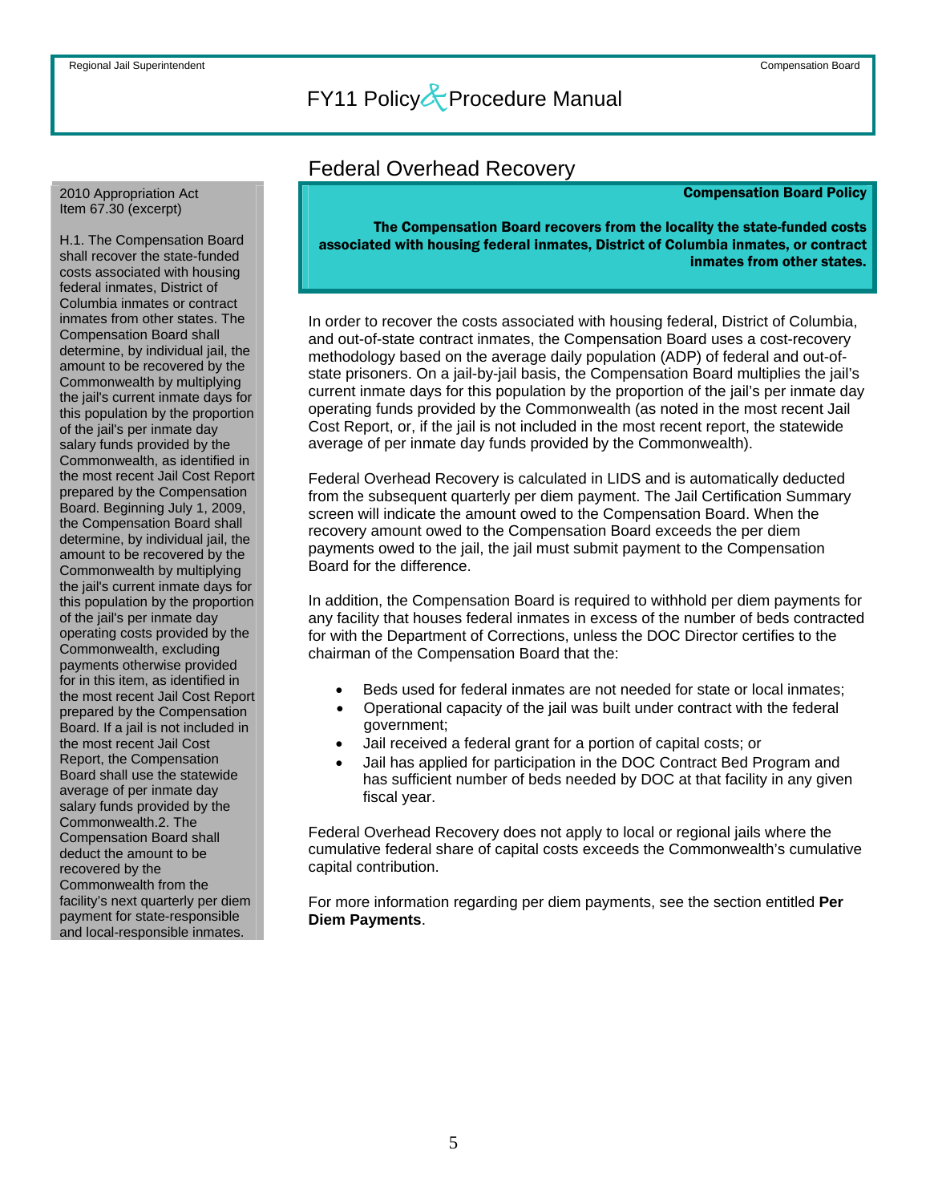## Federal Overhead Recovery

2010 Appropriation Act
Item 67.30 (excerpt)

H.1. The Compensation Board shall recover the state-funded costs associated with housing federal inmates, District of Columbia inmates or contract inmates from other states. The Compensation Board shall determine, by individual jail, the amount to be recovered by the Commonwealth by multiplying the jail's current inmate days for this population by the proportion of the jail's per inmate day salary funds provided by the Commonwealth, as identified in the most recent Jail Cost Report prepared by the Compensation Board. Beginning July 1, 2009, the Compensation Board shall determine, by individual jail, the amount to be recovered by the Commonwealth by multiplying the jail's current inmate days for this population by the proportion of the jail's per inmate day operating costs provided by the Commonwealth, excluding payments otherwise provided for in this item, as identified in the most recent Jail Cost Report prepared by the Compensation Board. If a jail is not included in the most recent Jail Cost Report, the Compensation Board shall use the statewide average of per inmate day salary funds provided by the Commonwealth.2. The Compensation Board shall deduct the amount to be recovered by the Commonwealth from the facility's next quarterly per diem payment for state-responsible and local-responsible inmates.

**Compensation Board Policy**

**The Compensation Board recovers from the locality the state-funded costs associated with housing federal inmates, District of Columbia inmates, or contract inmates from other states.**

In order to recover the costs associated with housing federal, District of Columbia, and out-of-state contract inmates, the Compensation Board uses a cost-recovery methodology based on the average daily population (ADP) of federal and out-of-state prisoners. On a jail-by-jail basis, the Compensation Board multiplies the jail's current inmate days for this population by the proportion of the jail's per inmate day operating funds provided by the Commonwealth (as noted in the most recent Jail Cost Report, or, if the jail is not included in the most recent report, the statewide average of per inmate day funds provided by the Commonwealth).

Federal Overhead Recovery is calculated in LIDS and is automatically deducted from the subsequent quarterly per diem payment. The Jail Certification Summary screen will indicate the amount owed to the Compensation Board. When the recovery amount owed to the Compensation Board exceeds the per diem payments owed to the jail, the jail must submit payment to the Compensation Board for the difference.

In addition, the Compensation Board is required to withhold per diem payments for any facility that houses federal inmates in excess of the number of beds contracted for with the Department of Corrections, unless the DOC Director certifies to the chairman of the Compensation Board that the:

- Beds used for federal inmates are not needed for state or local inmates;
- Operational capacity of the jail was built under contract with the federal government;
- Jail received a federal grant for a portion of capital costs; or
- Jail has applied for participation in the DOC Contract Bed Program and has sufficient number of beds needed by DOC at that facility in any given fiscal year.

Federal Overhead Recovery does not apply to local or regional jails where the cumulative federal share of capital costs exceeds the Commonwealth's cumulative capital contribution.

For more information regarding per diem payments, see the section entitled **Per Diem Payments**.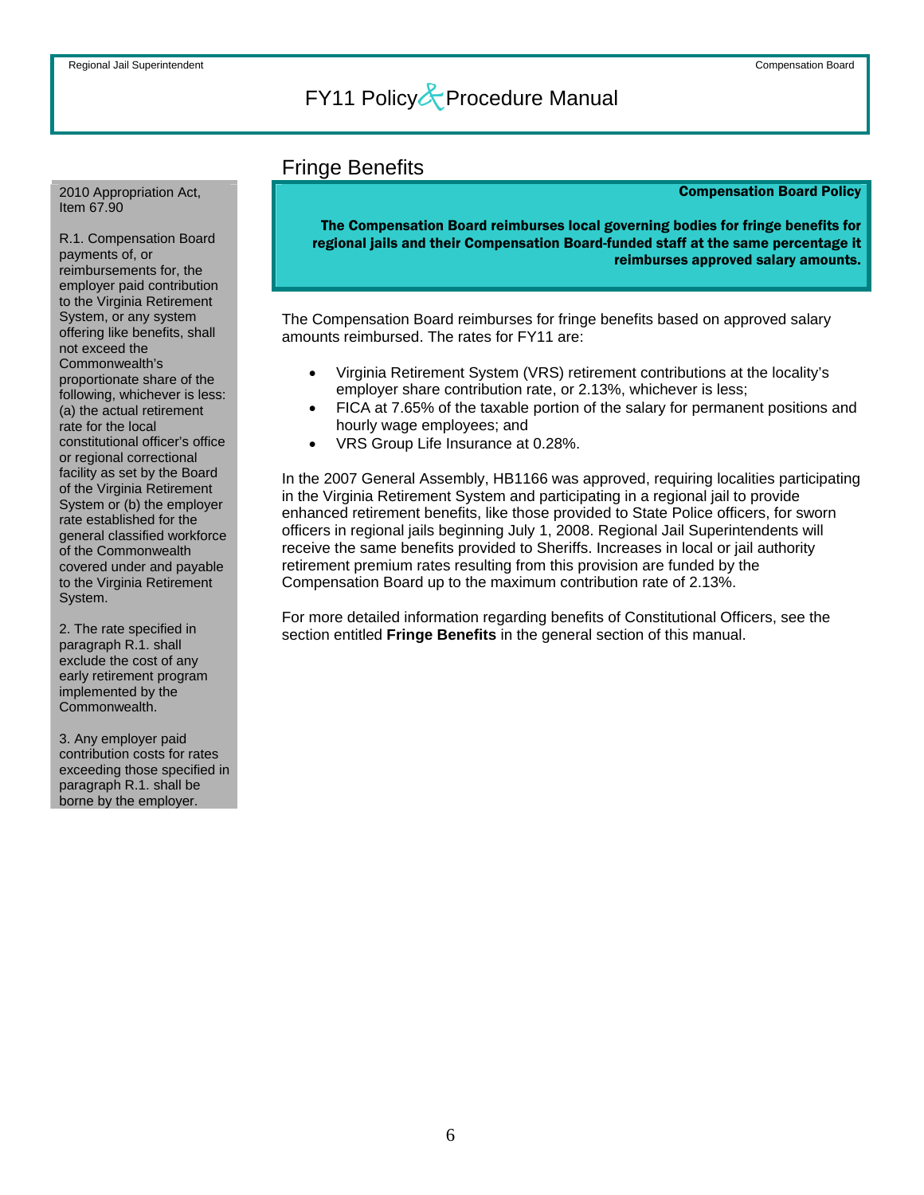## Fringe Benefits

2010 Appropriation Act, Item 67.90

R.1. Compensation Board payments of, or reimbursements for, the employer paid contribution to the Virginia Retirement System, or any system offering like benefits, shall not exceed the Commonwealth's proportionate share of the following, whichever is less: (a) the actual retirement rate for the local constitutional officer's office or regional correctional facility as set by the Board of the Virginia Retirement System or (b) the employer rate established for the general classified workforce of the Commonwealth covered under and payable to the Virginia Retirement System.

2. The rate specified in paragraph R.1. shall exclude the cost of any early retirement program implemented by the Commonwealth.

3. Any employer paid contribution costs for rates exceeding those specified in paragraph R.1. shall be borne by the employer.

**Compensation Board Policy**

**The Compensation Board reimburses local governing bodies for fringe benefits for regional jails and their Compensation Board-funded staff at the same percentage it reimburses approved salary amounts.**

The Compensation Board reimburses for fringe benefits based on approved salary amounts reimbursed. The rates for FY11 are:

- Virginia Retirement System (VRS) retirement contributions at the locality's employer share contribution rate, or 2.13%, whichever is less;
- FICA at 7.65% of the taxable portion of the salary for permanent positions and hourly wage employees; and
- VRS Group Life Insurance at 0.28%.

In the 2007 General Assembly, HB1166 was approved, requiring localities participating in the Virginia Retirement System and participating in a regional jail to provide enhanced retirement benefits, like those provided to State Police officers, for sworn officers in regional jails beginning July 1, 2008. Regional Jail Superintendents will receive the same benefits provided to Sheriffs. Increases in local or jail authority retirement premium rates resulting from this provision are funded by the Compensation Board up to the maximum contribution rate of 2.13%.

For more detailed information regarding benefits of Constitutional Officers, see the section entitled **Fringe Benefits** in the general section of this manual.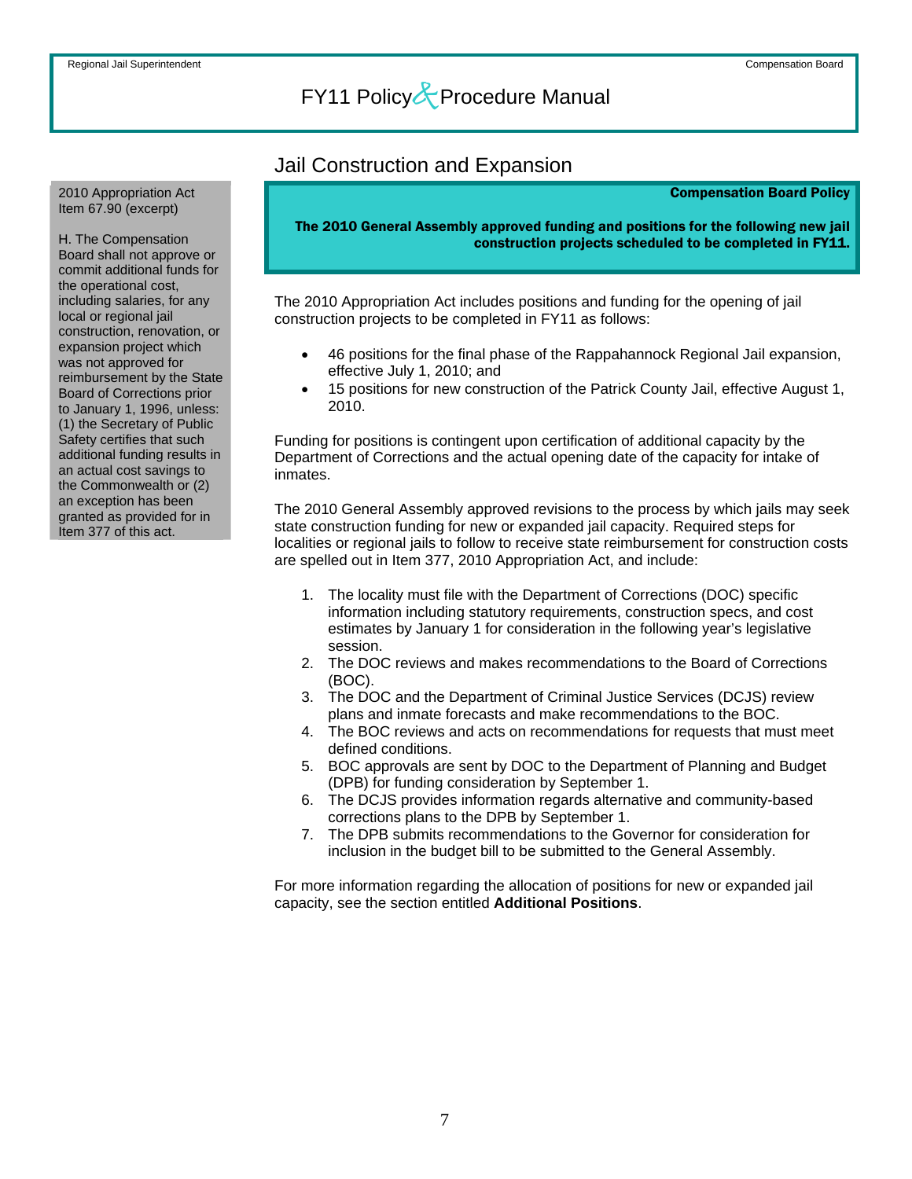## Jail Construction and Expansion

2010 Appropriation Act Item 67.90 (excerpt)

H. The Compensation Board shall not approve or commit additional funds for the operational cost, including salaries, for any local or regional jail construction, renovation, or expansion project which was not approved for reimbursement by the State Board of Corrections prior to January 1, 1996, unless: (1) the Secretary of Public Safety certifies that such additional funding results in an actual cost savings to the Commonwealth or (2) an exception has been granted as provided for in Item 377 of this act.

**Compensation Board Policy**

**The 2010 General Assembly approved funding and positions for the following new jail construction projects scheduled to be completed in FY11.**

The 2010 Appropriation Act includes positions and funding for the opening of jail construction projects to be completed in FY11 as follows:

- 46 positions for the final phase of the Rappahannock Regional Jail expansion, effective July 1, 2010; and
- 15 positions for new construction of the Patrick County Jail, effective August 1, 2010.

Funding for positions is contingent upon certification of additional capacity by the Department of Corrections and the actual opening date of the capacity for intake of inmates.

The 2010 General Assembly approved revisions to the process by which jails may seek state construction funding for new or expanded jail capacity. Required steps for localities or regional jails to follow to receive state reimbursement for construction costs are spelled out in Item 377, 2010 Appropriation Act, and include:

1. The locality must file with the Department of Corrections (DOC) specific information including statutory requirements, construction specs, and cost estimates by January 1 for consideration in the following year's legislative session.
2. The DOC reviews and makes recommendations to the Board of Corrections (BOC).
3. The DOC and the Department of Criminal Justice Services (DCJS) review plans and inmate forecasts and make recommendations to the BOC.
4. The BOC reviews and acts on recommendations for requests that must meet defined conditions.
5. BOC approvals are sent by DOC to the Department of Planning and Budget (DPB) for funding consideration by September 1.
6. The DCJS provides information regards alternative and community-based corrections plans to the DPB by September 1.
7. The DPB submits recommendations to the Governor for consideration for inclusion in the budget bill to be submitted to the General Assembly.

For more information regarding the allocation of positions for new or expanded jail capacity, see the section entitled **Additional Positions**.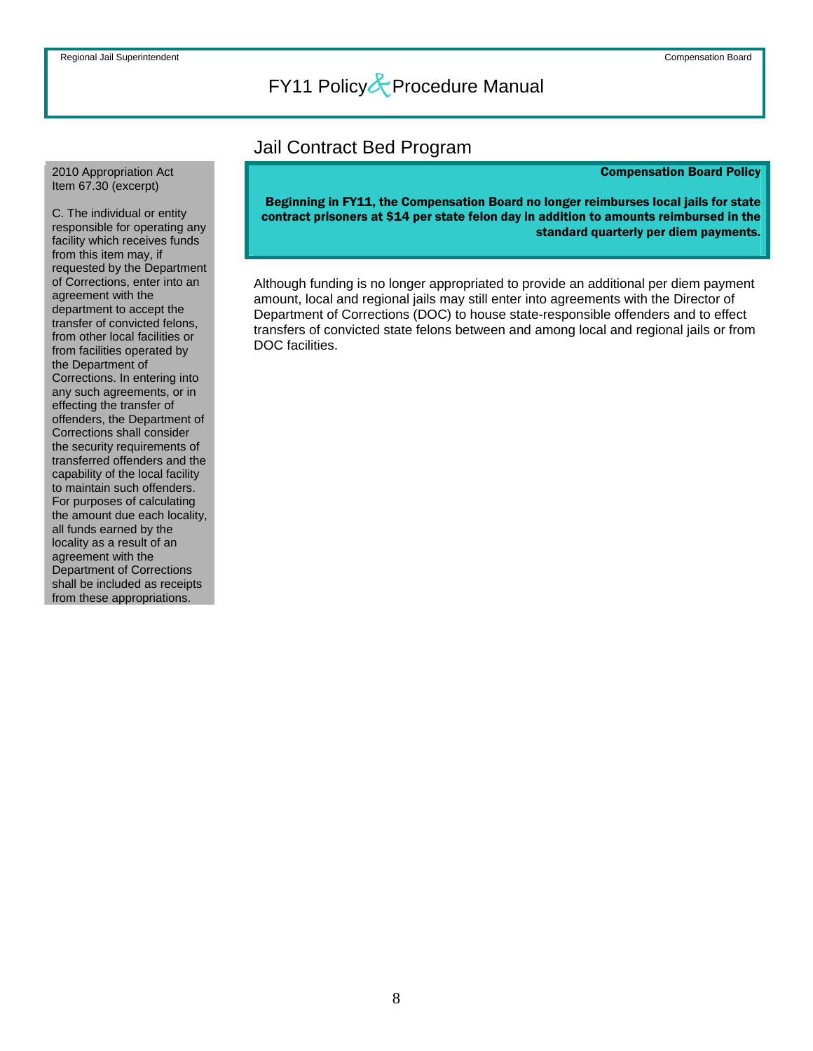## Jail Contract Bed Program

2010 Appropriation Act
Item 67.30 (excerpt)

C. The individual or entity responsible for operating any facility which receives funds from this item may, if requested by the Department of Corrections, enter into an agreement with the department to accept the transfer of convicted felons, from other local facilities or from facilities operated by the Department of Corrections. In entering into any such agreements, or in effecting the transfer of offenders, the Department of Corrections shall consider the security requirements of transferred offenders and the capability of the local facility to maintain such offenders. For purposes of calculating the amount due each locality, all funds earned by the locality as a result of an agreement with the Department of Corrections shall be included as receipts from these appropriations.

**Compensation Board Policy**

**Beginning in FY11, the Compensation Board no longer reimburses local jails for state contract prisoners at $14 per state felon day in addition to amounts reimbursed in the standard quarterly per diem payments.**

Although funding is no longer appropriated to provide an additional per diem payment amount, local and regional jails may still enter into agreements with the Director of Department of Corrections (DOC) to house state-responsible offenders and to effect transfers of convicted state felons between and among local and regional jails or from DOC facilities.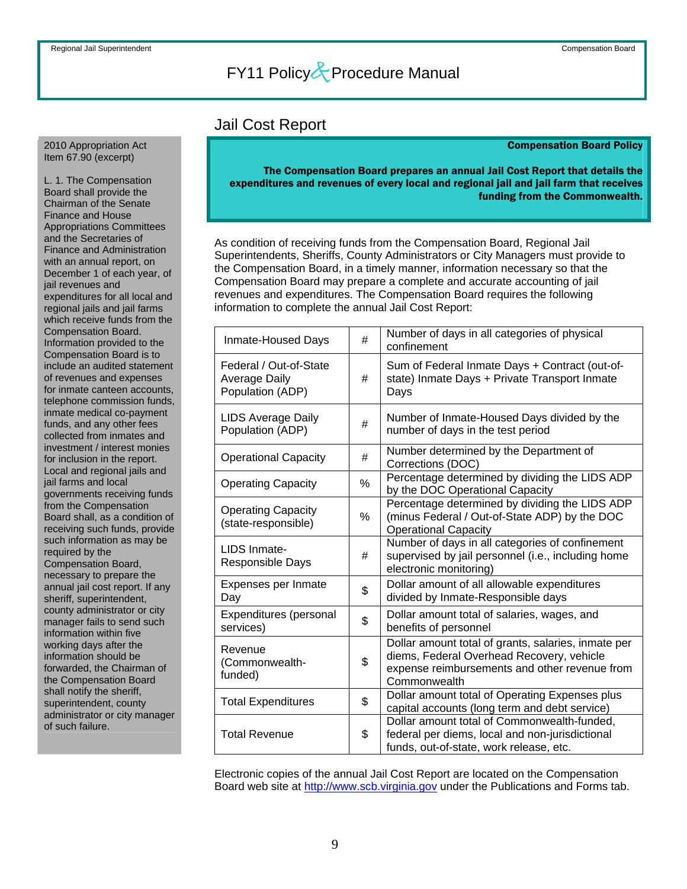## Jail Cost Report

2010 Appropriation Act
Item 67.90 (excerpt)

L. 1. The Compensation Board shall provide the Chairman of the Senate Finance and House Appropriations Committees and the Secretaries of Finance and Administration with an annual report, on December 1 of each year, of jail revenues and expenditures for all local and regional jails and jail farms which receive funds from the Compensation Board. Information provided to the Compensation Board is to include an audited statement of revenues and expenses for inmate canteen accounts, telephone commission funds, inmate medical co-payment funds, and any other fees collected from inmates and investment / interest monies for inclusion in the report. Local and regional jails and jail farms and local governments receiving funds from the Compensation Board shall, as a condition of receiving such funds, provide such information as may be required by the Compensation Board, necessary to prepare the annual jail cost report. If any sheriff, superintendent, county administrator or city manager fails to send such information within five working days after the information should be forwarded, the Chairman of the Compensation Board shall notify the sheriff, superintendent, county administrator or city manager of such failure.

**Compensation Board Policy**

**The Compensation Board prepares an annual Jail Cost Report that details the expenditures and revenues of every local and regional jail and jail farm that receives funding from the Commonwealth.**

As condition of receiving funds from the Compensation Board, Regional Jail Superintendents, Sheriffs, County Administrators or City Managers must provide to the Compensation Board, in a timely manner, information necessary so that the Compensation Board may prepare a complete and accurate accounting of jail revenues and expenditures. The Compensation Board requires the following information to complete the annual Jail Cost Report:

| Item | Unit | Description |
|---|---|---|
| Inmate-Housed Days | # | Number of days in all categories of physical confinement |
| Federal / Out-of-State Average Daily Population (ADP) | # | Sum of Federal Inmate Days + Contract (out-of-state) Inmate Days + Private Transport Inmate Days |
| LIDS Average Daily Population (ADP) | # | Number of Inmate-Housed Days divided by the number of days in the test period |
| Operational Capacity | # | Number determined by the Department of Corrections (DOC) |
| Operating Capacity | % | Percentage determined by dividing the LIDS ADP by the DOC Operational Capacity |
| Operating Capacity (state-responsible) | % | Percentage determined by dividing the LIDS ADP (minus Federal / Out-of-State ADP) by the DOC Operational Capacity |
| LIDS Inmate-Responsible Days | # | Number of days in all categories of confinement supervised by jail personnel (i.e., including home electronic monitoring) |
| Expenses per Inmate Day | $ | Dollar amount of all allowable expenditures divided by Inmate-Responsible days |
| Expenditures (personal services) | $ | Dollar amount total of salaries, wages, and benefits of personnel |
| Revenue (Commonwealth-funded) | $ | Dollar amount total of grants, salaries, inmate per diems, Federal Overhead Recovery, vehicle expense reimbursements and other revenue from Commonwealth |
| Total Expenditures | $ | Dollar amount total of Operating Expenses plus capital accounts (long term and debt service) |
| Total Revenue | $ | Dollar amount total of Commonwealth-funded, federal per diems, local and non-jurisdictional funds, out-of-state, work release, etc. |

Electronic copies of the annual Jail Cost Report are located on the Compensation Board web site at http://www.scb.virginia.gov under the Publications and Forms tab.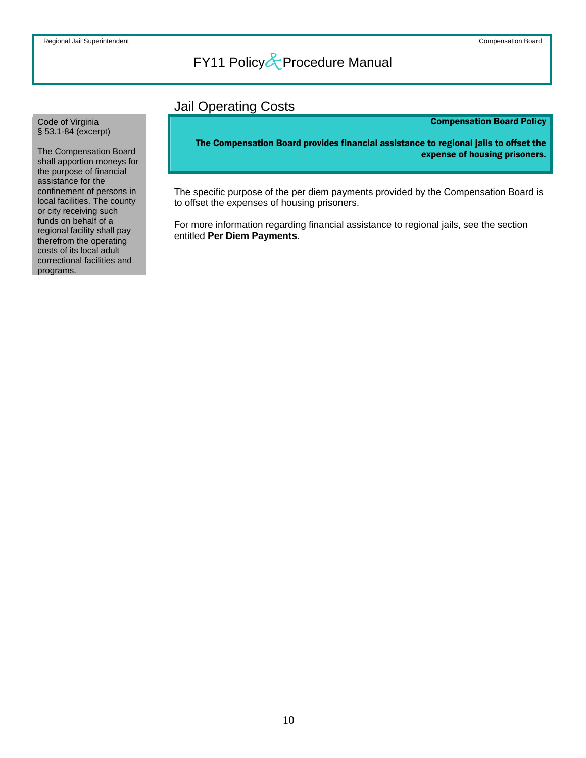## Jail Operating Costs

Code of Virginia
§ 53.1-84 (excerpt)

The Compensation Board shall apportion moneys for the purpose of financial assistance for the confinement of persons in local facilities. The county or city receiving such funds on behalf of a regional facility shall pay therefrom the operating costs of its local adult correctional facilities and programs.

**Compensation Board Policy**

**The Compensation Board provides financial assistance to regional jails to offset the expense of housing prisoners.**

The specific purpose of the per diem payments provided by the Compensation Board is to offset the expenses of housing prisoners.

For more information regarding financial assistance to regional jails, see the section entitled **Per Diem Payments**.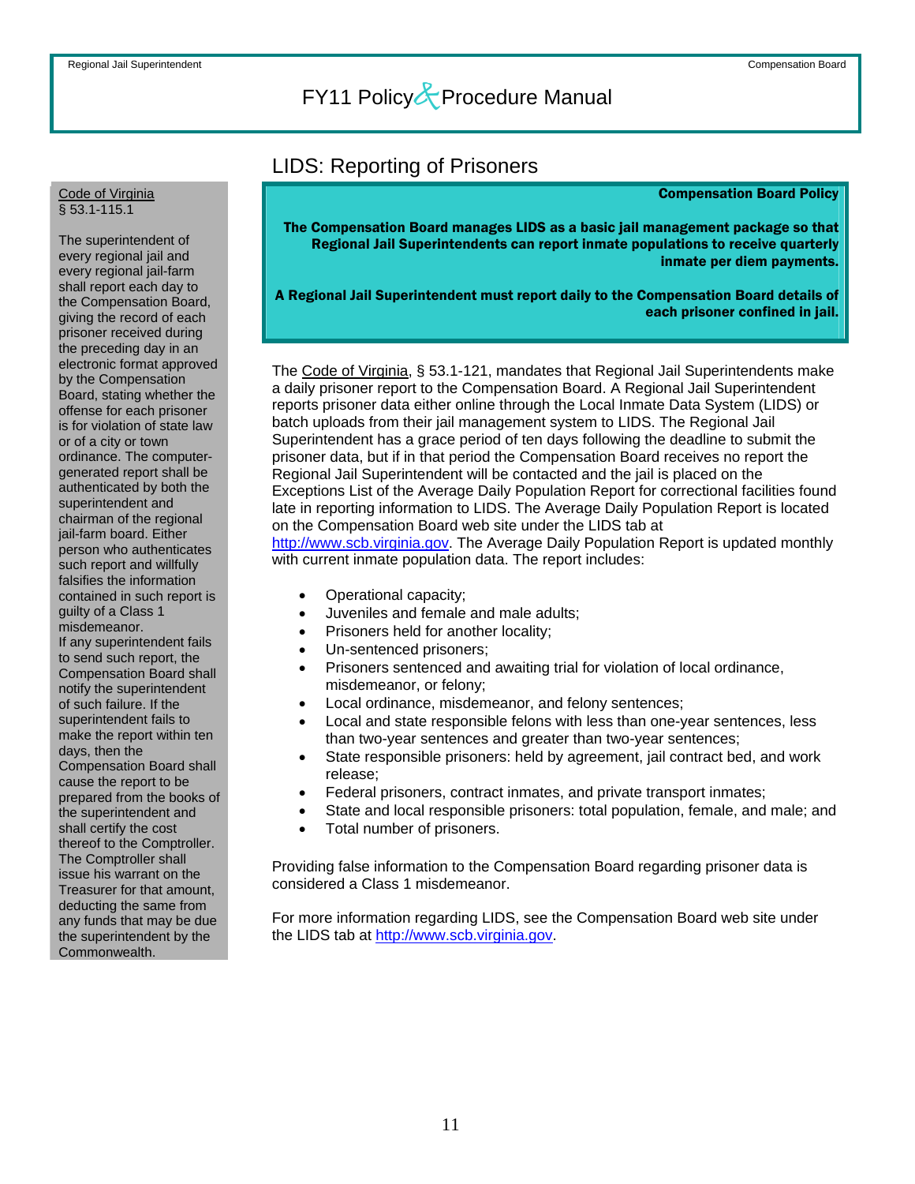## LIDS: Reporting of Prisoners

Code of Virginia
§ 53.1-115.1

The superintendent of every regional jail and every regional jail-farm shall report each day to the Compensation Board, giving the record of each prisoner received during the preceding day in an electronic format approved by the Compensation Board, stating whether the offense for each prisoner is for violation of state law or of a city or town ordinance. The computer-generated report shall be authenticated by both the superintendent and chairman of the regional jail-farm board. Either person who authenticates such report and willfully falsifies the information contained in such report is guilty of a Class 1 misdemeanor.
If any superintendent fails to send such report, the Compensation Board shall notify the superintendent of such failure. If the superintendent fails to make the report within ten days, then the Compensation Board shall cause the report to be prepared from the books of the superintendent and shall certify the cost thereof to the Comptroller. The Comptroller shall issue his warrant on the Treasurer for that amount, deducting the same from any funds that may be due the superintendent by the Commonwealth.

**Compensation Board Policy**

**The Compensation Board manages LIDS as a basic jail management package so that Regional Jail Superintendents can report inmate populations to receive quarterly inmate per diem payments.**

**A Regional Jail Superintendent must report daily to the Compensation Board details of each prisoner confined in jail.**

The Code of Virginia, § 53.1-121, mandates that Regional Jail Superintendents make a daily prisoner report to the Compensation Board. A Regional Jail Superintendent reports prisoner data either online through the Local Inmate Data System (LIDS) or batch uploads from their jail management system to LIDS. The Regional Jail Superintendent has a grace period of ten days following the deadline to submit the prisoner data, but if in that period the Compensation Board receives no report the Regional Jail Superintendent will be contacted and the jail is placed on the Exceptions List of the Average Daily Population Report for correctional facilities found late in reporting information to LIDS. The Average Daily Population Report is located on the Compensation Board web site under the LIDS tab at http://www.scb.virginia.gov. The Average Daily Population Report is updated monthly with current inmate population data. The report includes:

- Operational capacity;
- Juveniles and female and male adults;
- Prisoners held for another locality;
- Un-sentenced prisoners;
- Prisoners sentenced and awaiting trial for violation of local ordinance, misdemeanor, or felony;
- Local ordinance, misdemeanor, and felony sentences;
- Local and state responsible felons with less than one-year sentences, less than two-year sentences and greater than two-year sentences;
- State responsible prisoners: held by agreement, jail contract bed, and work release;
- Federal prisoners, contract inmates, and private transport inmates;
- State and local responsible prisoners: total population, female, and male; and
- Total number of prisoners.

Providing false information to the Compensation Board regarding prisoner data is considered a Class 1 misdemeanor.

For more information regarding LIDS, see the Compensation Board web site under the LIDS tab at http://www.scb.virginia.gov.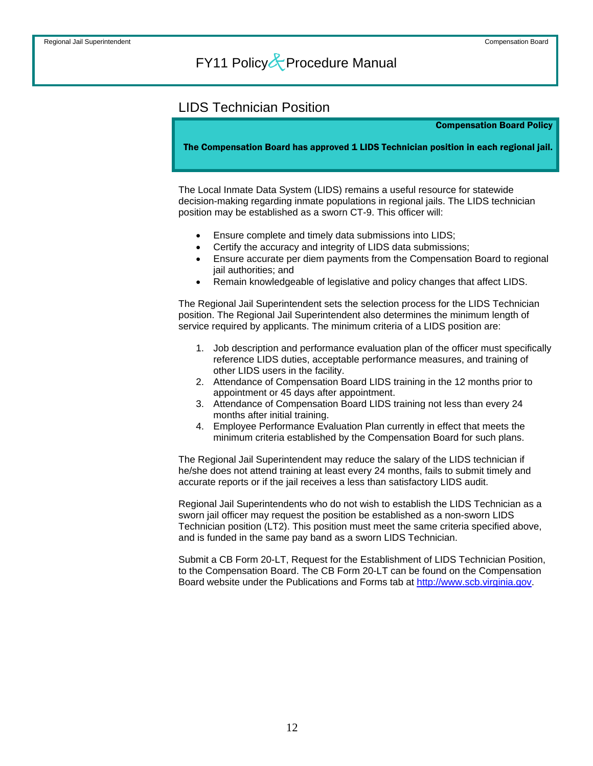## LIDS Technician Position

**Compensation Board Policy**

**The Compensation Board has approved 1 LIDS Technician position in each regional jail.**

The Local Inmate Data System (LIDS) remains a useful resource for statewide decision-making regarding inmate populations in regional jails. The LIDS technician position may be established as a sworn CT-9. This officer will:

- Ensure complete and timely data submissions into LIDS;
- Certify the accuracy and integrity of LIDS data submissions;
- Ensure accurate per diem payments from the Compensation Board to regional jail authorities; and
- Remain knowledgeable of legislative and policy changes that affect LIDS.

The Regional Jail Superintendent sets the selection process for the LIDS Technician position. The Regional Jail Superintendent also determines the minimum length of service required by applicants. The minimum criteria of a LIDS position are:

1. Job description and performance evaluation plan of the officer must specifically reference LIDS duties, acceptable performance measures, and training of other LIDS users in the facility.
2. Attendance of Compensation Board LIDS training in the 12 months prior to appointment or 45 days after appointment.
3. Attendance of Compensation Board LIDS training not less than every 24 months after initial training.
4. Employee Performance Evaluation Plan currently in effect that meets the minimum criteria established by the Compensation Board for such plans.

The Regional Jail Superintendent may reduce the salary of the LIDS technician if he/she does not attend training at least every 24 months, fails to submit timely and accurate reports or if the jail receives a less than satisfactory LIDS audit.

Regional Jail Superintendents who do not wish to establish the LIDS Technician as a sworn jail officer may request the position be established as a non-sworn LIDS Technician position (LT2). This position must meet the same criteria specified above, and is funded in the same pay band as a sworn LIDS Technician.

Submit a CB Form 20-LT, Request for the Establishment of LIDS Technician Position, to the Compensation Board. The CB Form 20-LT can be found on the Compensation Board website under the Publications and Forms tab at [http://www.scb.virginia.gov](http://www.scb.virginia.gov).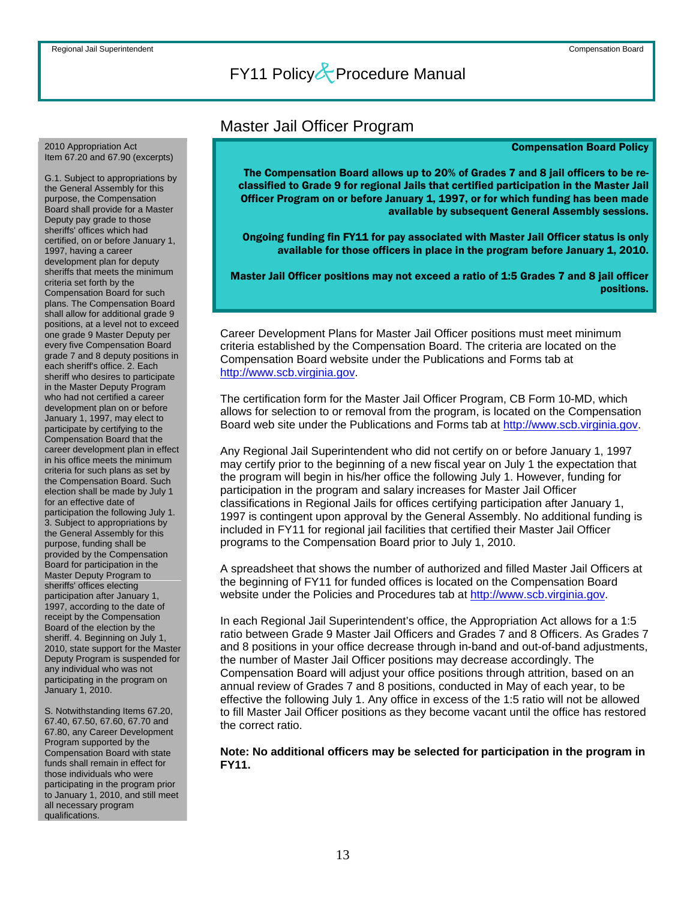# Master Jail Officer Program

2010 Appropriation Act
Item 67.20 and 67.90 (excerpts)

G.1. Subject to appropriations by the General Assembly for this purpose, the Compensation Board shall provide for a Master Deputy pay grade to those sheriffs' offices which had certified, on or before January 1, 1997, having a career development plan for deputy sheriffs that meets the minimum criteria set forth by the Compensation Board for such plans. The Compensation Board shall allow for additional grade 9 positions, at a level not to exceed one grade 9 Master Deputy per every five Compensation Board grade 7 and 8 deputy positions in each sheriff's office. 2. Each sheriff who desires to participate in the Master Deputy Program who had not certified a career development plan on or before January 1, 1997, may elect to participate by certifying to the Compensation Board that the career development plan in effect in his office meets the minimum criteria for such plans as set by the Compensation Board. Such election shall be made by July 1 for an effective date of participation the following July 1. 3. Subject to appropriations by the General Assembly for this purpose, funding shall be provided by the Compensation Board for participation in the Master Deputy Program to sheriffs' offices electing participation after January 1, 1997, according to the date of receipt by the Compensation Board of the election by the sheriff. 4. Beginning on July 1, 2010, state support for the Master Deputy Program is suspended for any individual who was not participating in the program on January 1, 2010.

S. Notwithstanding Items 67.20, 67.40, 67.50, 67.60, 67.70 and 67.80, any Career Development Program supported by the Compensation Board with state funds shall remain in effect for those individuals who were participating in the program prior to January 1, 2010, and still meet all necessary program qualifications.

**Compensation Board Policy**

**The Compensation Board allows up to 20% of Grades 7 and 8 jail officers to be re-classified to Grade 9 for regional Jails that certified participation in the Master Jail Officer Program on or before January 1, 1997, or for which funding has been made available by subsequent General Assembly sessions.**

**Ongoing funding fin FY11 for pay associated with Master Jail Officer status is only available for those officers in place in the program before January 1, 2010.**

**Master Jail Officer positions may not exceed a ratio of 1:5 Grades 7 and 8 jail officer positions.**

Career Development Plans for Master Jail Officer positions must meet minimum criteria established by the Compensation Board. The criteria are located on the Compensation Board website under the Publications and Forms tab at http://www.scb.virginia.gov.

The certification form for the Master Jail Officer Program, CB Form 10-MD, which allows for selection to or removal from the program, is located on the Compensation Board web site under the Publications and Forms tab at http://www.scb.virginia.gov.

Any Regional Jail Superintendent who did not certify on or before January 1, 1997 may certify prior to the beginning of a new fiscal year on July 1 the expectation that the program will begin in his/her office the following July 1. However, funding for participation in the program and salary increases for Master Jail Officer classifications in Regional Jails for offices certifying participation after January 1, 1997 is contingent upon approval by the General Assembly. No additional funding is included in FY11 for regional jail facilities that certified their Master Jail Officer programs to the Compensation Board prior to July 1, 2010.

A spreadsheet that shows the number of authorized and filled Master Jail Officers at the beginning of FY11 for funded offices is located on the Compensation Board website under the Policies and Procedures tab at http://www.scb.virginia.gov.

In each Regional Jail Superintendent's office, the Appropriation Act allows for a 1:5 ratio between Grade 9 Master Jail Officers and Grades 7 and 8 Officers. As Grades 7 and 8 positions in your office decrease through in-band and out-of-band adjustments, the number of Master Jail Officer positions may decrease accordingly. The Compensation Board will adjust your office positions through attrition, based on an annual review of Grades 7 and 8 positions, conducted in May of each year, to be effective the following July 1. Any office in excess of the 1:5 ratio will not be allowed to fill Master Jail Officer positions as they become vacant until the office has restored the correct ratio.

**Note: No additional officers may be selected for participation in the program in FY11.**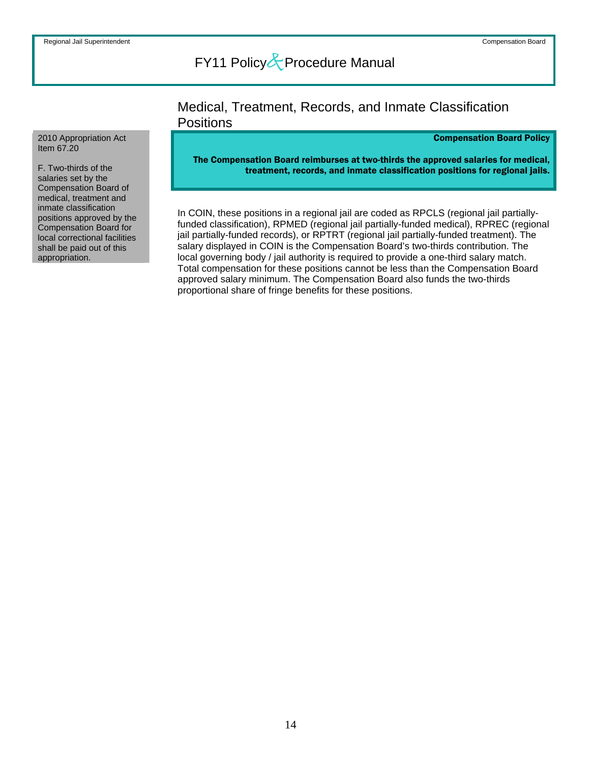## Medical, Treatment, Records, and Inmate Classification Positions

2010 Appropriation Act
Item 67.20

F. Two-thirds of the salaries set by the Compensation Board of medical, treatment and inmate classification positions approved by the Compensation Board for local correctional facilities shall be paid out of this appropriation.

**Compensation Board Policy**

**The Compensation Board reimburses at two-thirds the approved salaries for medical, treatment, records, and inmate classification positions for regional jails.**

In COIN, these positions in a regional jail are coded as RPCLS (regional jail partially-funded classification), RPMED (regional jail partially-funded medical), RPREC (regional jail partially-funded records), or RPTRT (regional jail partially-funded treatment). The salary displayed in COIN is the Compensation Board's two-thirds contribution. The local governing body / jail authority is required to provide a one-third salary match. Total compensation for these positions cannot be less than the Compensation Board approved salary minimum. The Compensation Board also funds the two-thirds proportional share of fringe benefits for these positions.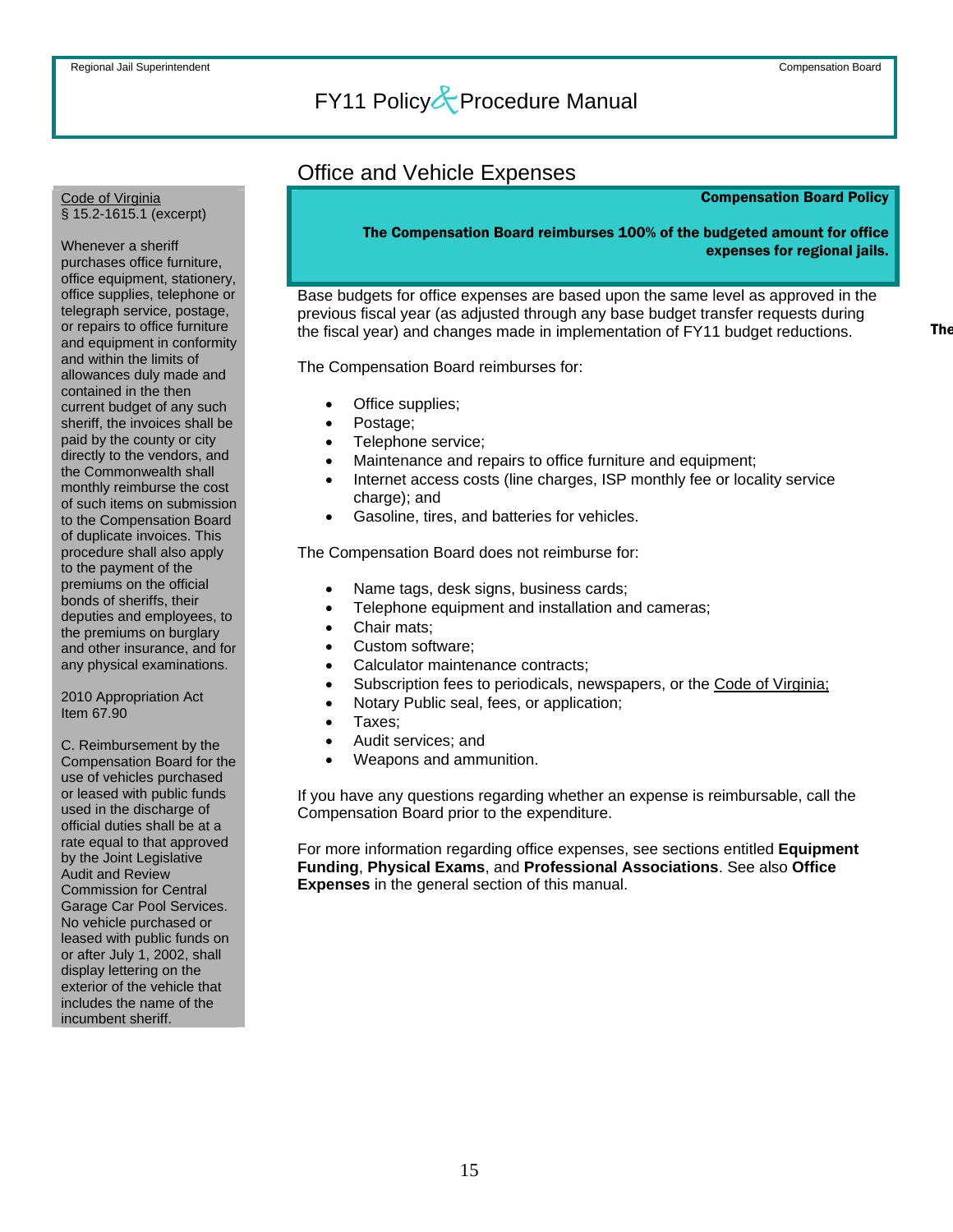## Office and Vehicle Expenses

**Compensation Board Policy**

**The Compensation Board reimburses 100% of the budgeted amount for office expenses for regional jails.**

Base budgets for office expenses are based upon the same level as approved in the previous fiscal year (as adjusted through any base budget transfer requests during the fiscal year) and changes made in implementation of FY11 budget reductions.

The Compensation Board reimburses for:

- Office supplies;
- Postage;
- Telephone service;
- Maintenance and repairs to office furniture and equipment;
- Internet access costs (line charges, ISP monthly fee or locality service charge); and
- Gasoline, tires, and batteries for vehicles.

The Compensation Board does not reimburse for:

- Name tags, desk signs, business cards;
- Telephone equipment and installation and cameras;
- Chair mats;
- Custom software;
- Calculator maintenance contracts;
- Subscription fees to periodicals, newspapers, or the Code of Virginia;
- Notary Public seal, fees, or application;
- Taxes;
- Audit services; and
- Weapons and ammunition.

If you have any questions regarding whether an expense is reimbursable, call the Compensation Board prior to the expenditure.

For more information regarding office expenses, see sections entitled **Equipment Funding**, **Physical Exams**, and **Professional Associations**. See also **Office Expenses** in the general section of this manual.

---

Code of Virginia
§ 15.2-1615.1 (excerpt)

Whenever a sheriff purchases office furniture, office equipment, stationery, office supplies, telephone or telegraph service, postage, or repairs to office furniture and equipment in conformity and within the limits of allowances duly made and contained in the then current budget of any such sheriff, the invoices shall be paid by the county or city directly to the vendors, and the Commonwealth shall monthly reimburse the cost of such items on submission to the Compensation Board of duplicate invoices. This procedure shall also apply to the payment of the premiums on the official bonds of sheriffs, their deputies and employees, to the premiums on burglary and other insurance, and for any physical examinations.

2010 Appropriation Act
Item 67.90

C. Reimbursement by the Compensation Board for the use of vehicles purchased or leased with public funds used in the discharge of official duties shall be at a rate equal to that approved by the Joint Legislative Audit and Review Commission for Central Garage Car Pool Services. No vehicle purchased or leased with public funds on or after July 1, 2002, shall display lettering on the exterior of the vehicle that includes the name of the incumbent sheriff.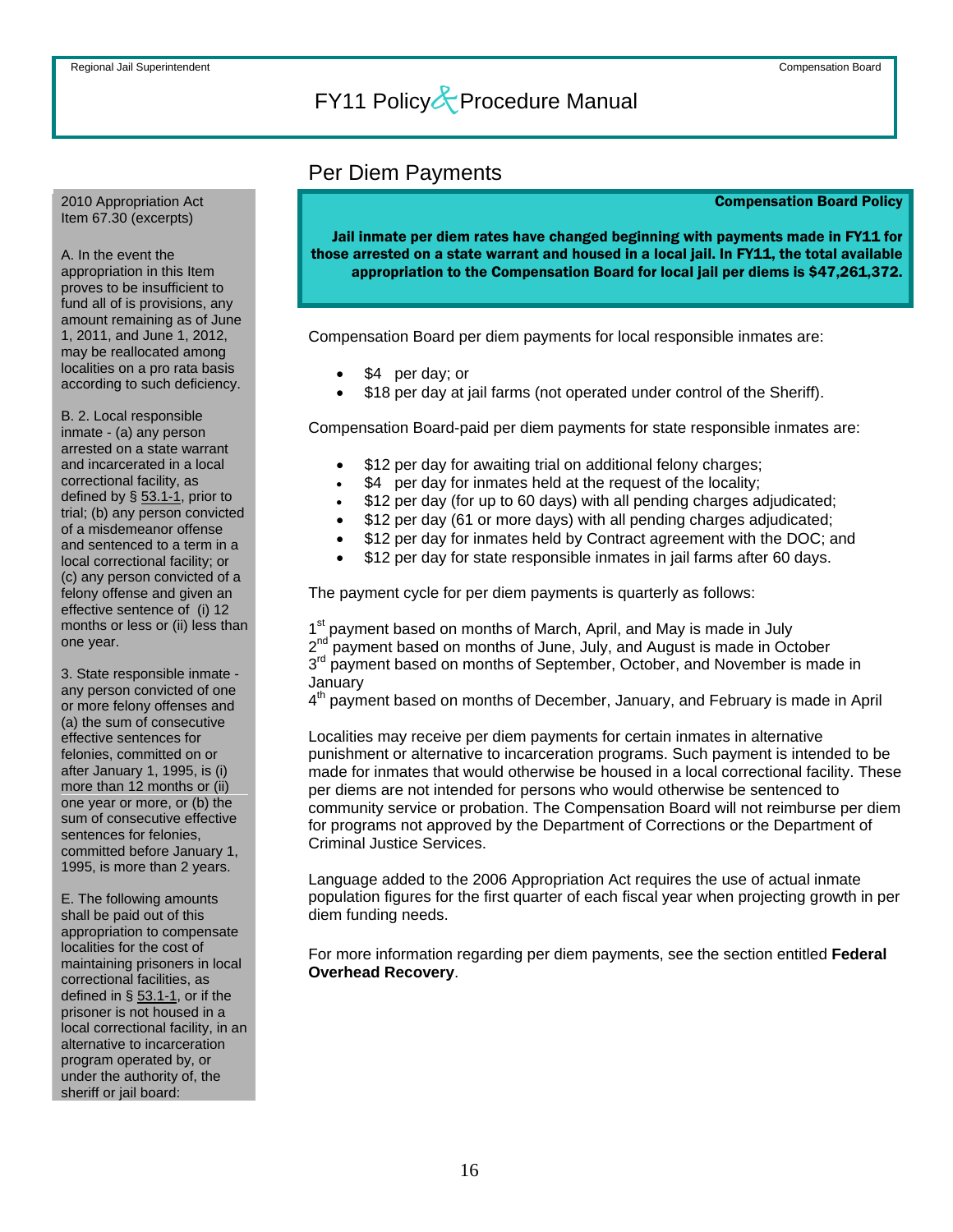## Per Diem Payments

2010 Appropriation Act
Item 67.30 (excerpts)

A. In the event the appropriation in this Item proves to be insufficient to fund all of is provisions, any amount remaining as of June 1, 2011, and June 1, 2012, may be reallocated among localities on a pro rata basis according to such deficiency.

B. 2. Local responsible inmate - (a) any person arrested on a state warrant and incarcerated in a local correctional facility, as defined by § 53.1-1, prior to trial; (b) any person convicted of a misdemeanor offense and sentenced to a term in a local correctional facility; or (c) any person convicted of a felony offense and given an effective sentence of (i) 12 months or less or (ii) less than one year.

3. State responsible inmate - any person convicted of one or more felony offenses and (a) the sum of consecutive effective sentences for felonies, committed on or after January 1, 1995, is (i) more than 12 months or (ii) one year or more, or (b) the sum of consecutive effective sentences for felonies, committed before January 1, 1995, is more than 2 years.

E. The following amounts shall be paid out of this appropriation to compensate localities for the cost of maintaining prisoners in local correctional facilities, as defined in § 53.1-1, or if the prisoner is not housed in a local correctional facility, in an alternative to incarceration program operated by, or under the authority of, the sheriff or jail board:

**Compensation Board Policy**

**Jail inmate per diem rates have changed beginning with payments made in FY11 for those arrested on a state warrant and housed in a local jail. In FY11, the total available appropriation to the Compensation Board for local jail per diems is $47,261,372.**

Compensation Board per diem payments for local responsible inmates are:

- $4 per day; or
- $18 per day at jail farms (not operated under control of the Sheriff).

Compensation Board-paid per diem payments for state responsible inmates are:

- $12 per day for awaiting trial on additional felony charges;
- $4 per day for inmates held at the request of the locality;
- $12 per day (for up to 60 days) with all pending charges adjudicated;
- $12 per day (61 or more days) with all pending charges adjudicated;
- $12 per day for inmates held by Contract agreement with the DOC; and
- $12 per day for state responsible inmates in jail farms after 60 days.

The payment cycle for per diem payments is quarterly as follows:

1st payment based on months of March, April, and May is made in July
2nd payment based on months of June, July, and August is made in October
3rd payment based on months of September, October, and November is made in January
4th payment based on months of December, January, and February is made in April

Localities may receive per diem payments for certain inmates in alternative punishment or alternative to incarceration programs. Such payment is intended to be made for inmates that would otherwise be housed in a local correctional facility. These per diems are not intended for persons who would otherwise be sentenced to community service or probation. The Compensation Board will not reimburse per diem for programs not approved by the Department of Corrections or the Department of Criminal Justice Services.

Language added to the 2006 Appropriation Act requires the use of actual inmate population figures for the first quarter of each fiscal year when projecting growth in per diem funding needs.

For more information regarding per diem payments, see the section entitled **Federal Overhead Recovery**.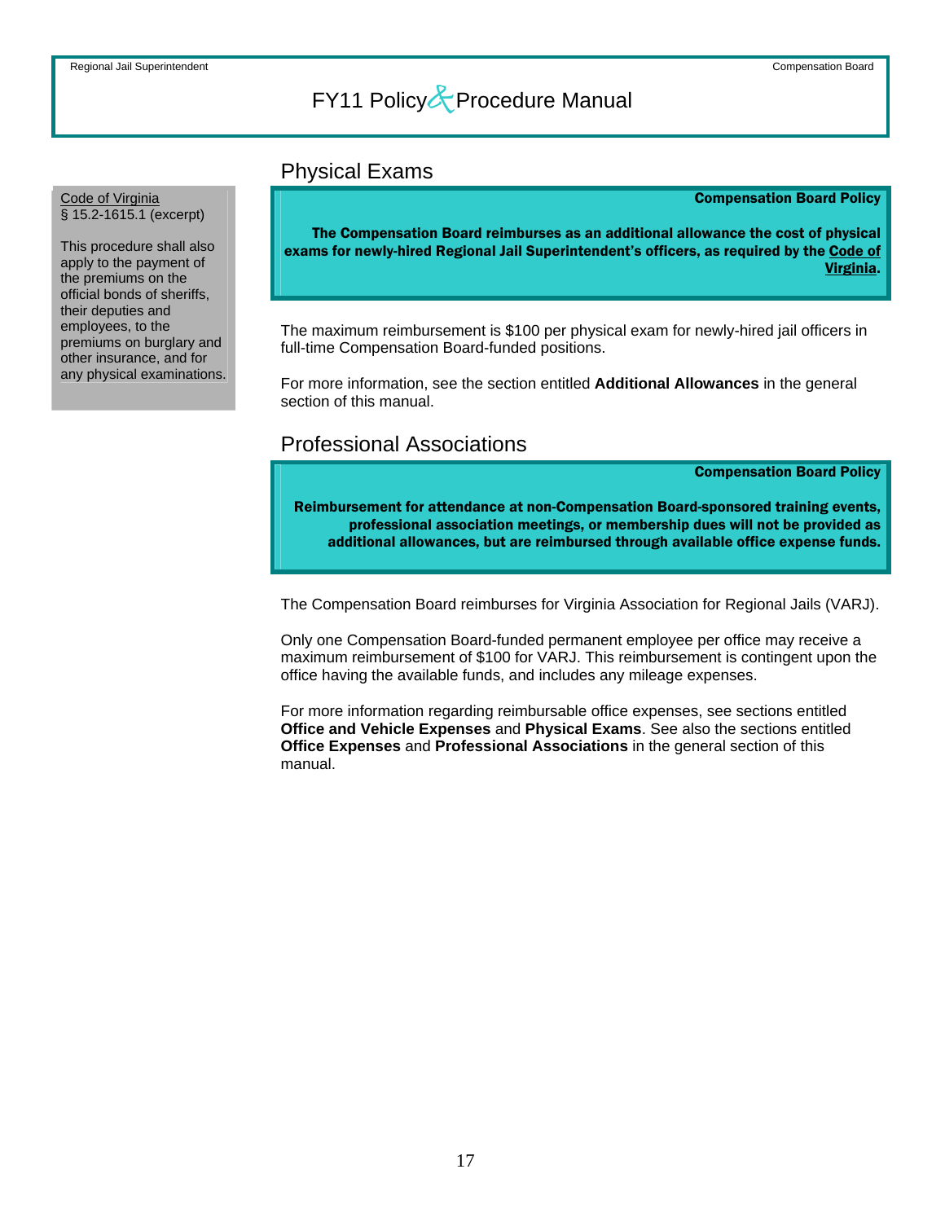## Physical Exams

Code of Virginia
§ 15.2-1615.1 (excerpt)

This procedure shall also apply to the payment of the premiums on the official bonds of sheriffs, their deputies and employees, to the premiums on burglary and other insurance, and for any physical examinations.

**Compensation Board Policy**

**The Compensation Board reimburses as an additional allowance the cost of physical exams for newly-hired Regional Jail Superintendent's officers, as required by the Code of Virginia.**

The maximum reimbursement is $100 per physical exam for newly-hired jail officers in full-time Compensation Board-funded positions.

For more information, see the section entitled **Additional Allowances** in the general section of this manual.

## Professional Associations

**Compensation Board Policy**

**Reimbursement for attendance at non-Compensation Board-sponsored training events, professional association meetings, or membership dues will not be provided as additional allowances, but are reimbursed through available office expense funds.**

The Compensation Board reimburses for Virginia Association for Regional Jails (VARJ).

Only one Compensation Board-funded permanent employee per office may receive a maximum reimbursement of $100 for VARJ. This reimbursement is contingent upon the office having the available funds, and includes any mileage expenses.

For more information regarding reimbursable office expenses, see sections entitled **Office and Vehicle Expenses** and **Physical Exams**. See also the sections entitled **Office Expenses** and **Professional Associations** in the general section of this manual.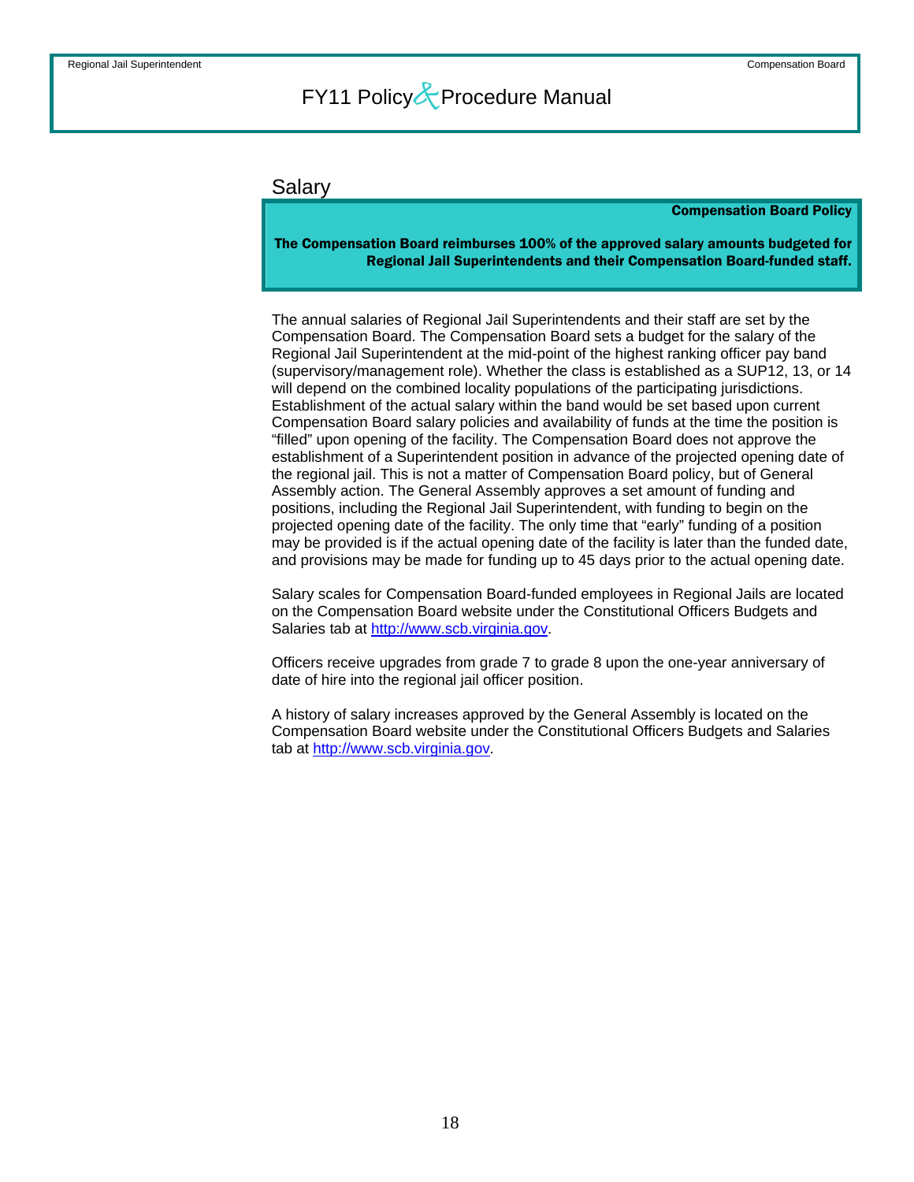## Salary

**Compensation Board Policy**

**The Compensation Board reimburses 100% of the approved salary amounts budgeted for Regional Jail Superintendents and their Compensation Board-funded staff.**

The annual salaries of Regional Jail Superintendents and their staff are set by the Compensation Board. The Compensation Board sets a budget for the salary of the Regional Jail Superintendent at the mid-point of the highest ranking officer pay band (supervisory/management role). Whether the class is established as a SUP12, 13, or 14 will depend on the combined locality populations of the participating jurisdictions. Establishment of the actual salary within the band would be set based upon current Compensation Board salary policies and availability of funds at the time the position is "filled" upon opening of the facility. The Compensation Board does not approve the establishment of a Superintendent position in advance of the projected opening date of the regional jail. This is not a matter of Compensation Board policy, but of General Assembly action. The General Assembly approves a set amount of funding and positions, including the Regional Jail Superintendent, with funding to begin on the projected opening date of the facility. The only time that "early" funding of a position may be provided is if the actual opening date of the facility is later than the funded date, and provisions may be made for funding up to 45 days prior to the actual opening date.

Salary scales for Compensation Board-funded employees in Regional Jails are located on the Compensation Board website under the Constitutional Officers Budgets and Salaries tab at http://www.scb.virginia.gov.

Officers receive upgrades from grade 7 to grade 8 upon the one-year anniversary of date of hire into the regional jail officer position.

A history of salary increases approved by the General Assembly is located on the Compensation Board website under the Constitutional Officers Budgets and Salaries tab at http://www.scb.virginia.gov.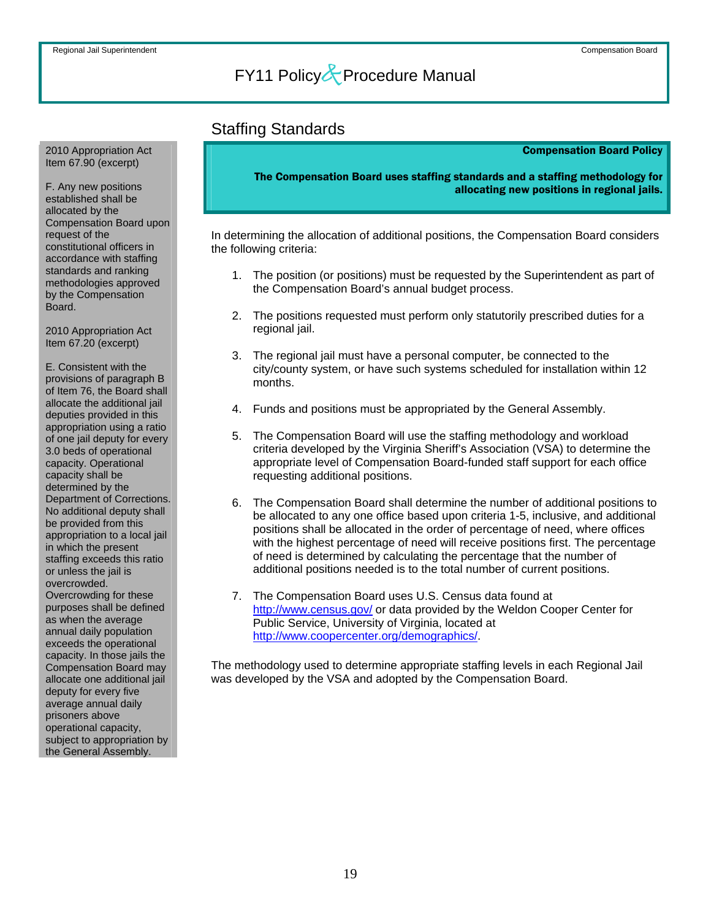## Staffing Standards

> **Compensation Board Policy**
>
> **The Compensation Board uses staffing standards and a staffing methodology for allocating new positions in regional jails.**

2010 Appropriation Act Item 67.90 (excerpt)

F. Any new positions established shall be allocated by the Compensation Board upon request of the constitutional officers in accordance with staffing standards and ranking methodologies approved by the Compensation Board.

2010 Appropriation Act Item 67.20 (excerpt)

E. Consistent with the provisions of paragraph B of Item 76, the Board shall allocate the additional jail deputies provided in this appropriation using a ratio of one jail deputy for every 3.0 beds of operational capacity. Operational capacity shall be determined by the Department of Corrections. No additional deputy shall be provided from this appropriation to a local jail in which the present staffing exceeds this ratio or unless the jail is overcrowded. Overcrowding for these purposes shall be defined as when the average annual daily population exceeds the operational capacity. In those jails the Compensation Board may allocate one additional jail deputy for every five average annual daily prisoners above operational capacity, subject to appropriation by the General Assembly.

In determining the allocation of additional positions, the Compensation Board considers the following criteria:

1. The position (or positions) must be requested by the Superintendent as part of the Compensation Board's annual budget process.

2. The positions requested must perform only statutorily prescribed duties for a regional jail.

3. The regional jail must have a personal computer, be connected to the city/county system, or have such systems scheduled for installation within 12 months.

4. Funds and positions must be appropriated by the General Assembly.

5. The Compensation Board will use the staffing methodology and workload criteria developed by the Virginia Sheriff's Association (VSA) to determine the appropriate level of Compensation Board-funded staff support for each office requesting additional positions.

6. The Compensation Board shall determine the number of additional positions to be allocated to any one office based upon criteria 1-5, inclusive, and additional positions shall be allocated in the order of percentage of need, where offices with the highest percentage of need will receive positions first. The percentage of need is determined by calculating the percentage that the number of additional positions needed is to the total number of current positions.

7. The Compensation Board uses U.S. Census data found at http://www.census.gov/ or data provided by the Weldon Cooper Center for Public Service, University of Virginia, located at http://www.coopercenter.org/demographics/.

The methodology used to determine appropriate staffing levels in each Regional Jail was developed by the VSA and adopted by the Compensation Board.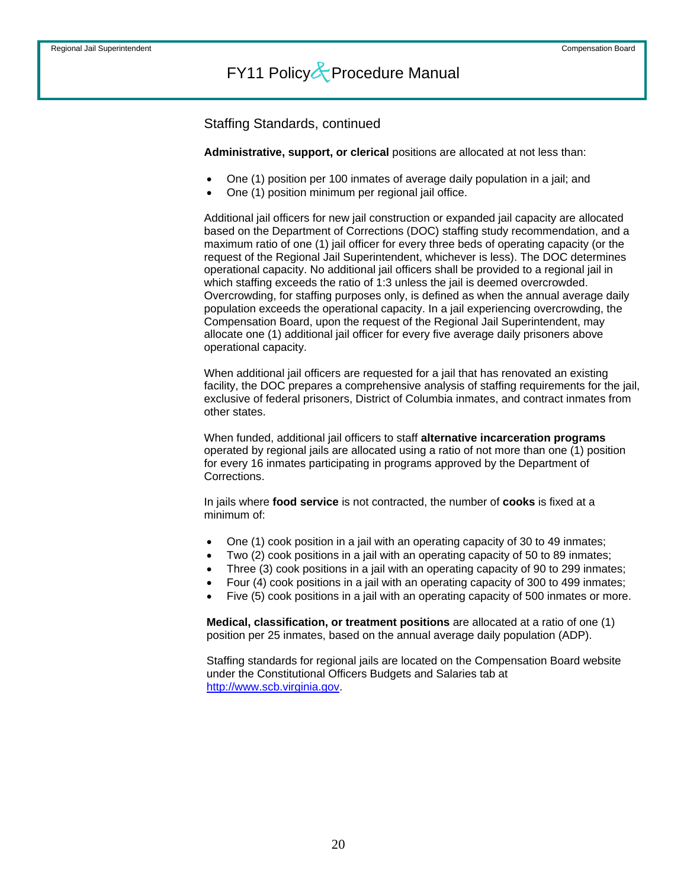## Staffing Standards, continued

**Administrative, support, or clerical** positions are allocated at not less than:

- One (1) position per 100 inmates of average daily population in a jail; and
- One (1) position minimum per regional jail office.

Additional jail officers for new jail construction or expanded jail capacity are allocated based on the Department of Corrections (DOC) staffing study recommendation, and a maximum ratio of one (1) jail officer for every three beds of operating capacity (or the request of the Regional Jail Superintendent, whichever is less). The DOC determines operational capacity. No additional jail officers shall be provided to a regional jail in which staffing exceeds the ratio of 1:3 unless the jail is deemed overcrowded. Overcrowding, for staffing purposes only, is defined as when the annual average daily population exceeds the operational capacity. In a jail experiencing overcrowding, the Compensation Board, upon the request of the Regional Jail Superintendent, may allocate one (1) additional jail officer for every five average daily prisoners above operational capacity.

When additional jail officers are requested for a jail that has renovated an existing facility, the DOC prepares a comprehensive analysis of staffing requirements for the jail, exclusive of federal prisoners, District of Columbia inmates, and contract inmates from other states.

When funded, additional jail officers to staff **alternative incarceration programs** operated by regional jails are allocated using a ratio of not more than one (1) position for every 16 inmates participating in programs approved by the Department of Corrections.

In jails where **food service** is not contracted, the number of **cooks** is fixed at a minimum of:

- One (1) cook position in a jail with an operating capacity of 30 to 49 inmates;
- Two (2) cook positions in a jail with an operating capacity of 50 to 89 inmates;
- Three (3) cook positions in a jail with an operating capacity of 90 to 299 inmates;
- Four (4) cook positions in a jail with an operating capacity of 300 to 499 inmates;
- Five (5) cook positions in a jail with an operating capacity of 500 inmates or more.

**Medical, classification, or treatment positions** are allocated at a ratio of one (1) position per 25 inmates, based on the annual average daily population (ADP).

Staffing standards for regional jails are located on the Compensation Board website under the Constitutional Officers Budgets and Salaries tab at http://www.scb.virginia.gov.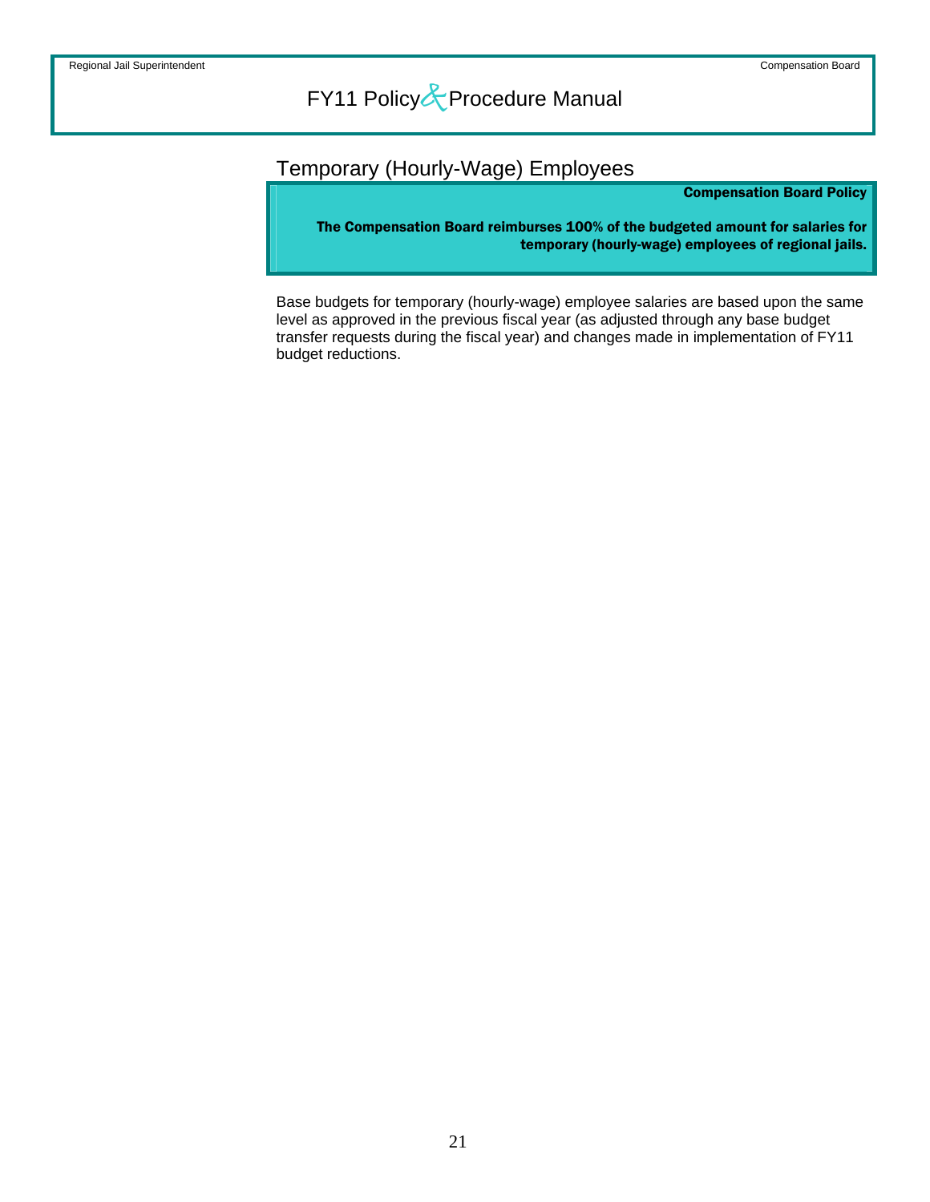## Temporary (Hourly-Wage) Employees

**Compensation Board Policy**

**The Compensation Board reimburses 100% of the budgeted amount for salaries for temporary (hourly-wage) employees of regional jails.**

Base budgets for temporary (hourly-wage) employee salaries are based upon the same level as approved in the previous fiscal year (as adjusted through any base budget transfer requests during the fiscal year) and changes made in implementation of FY11 budget reductions.